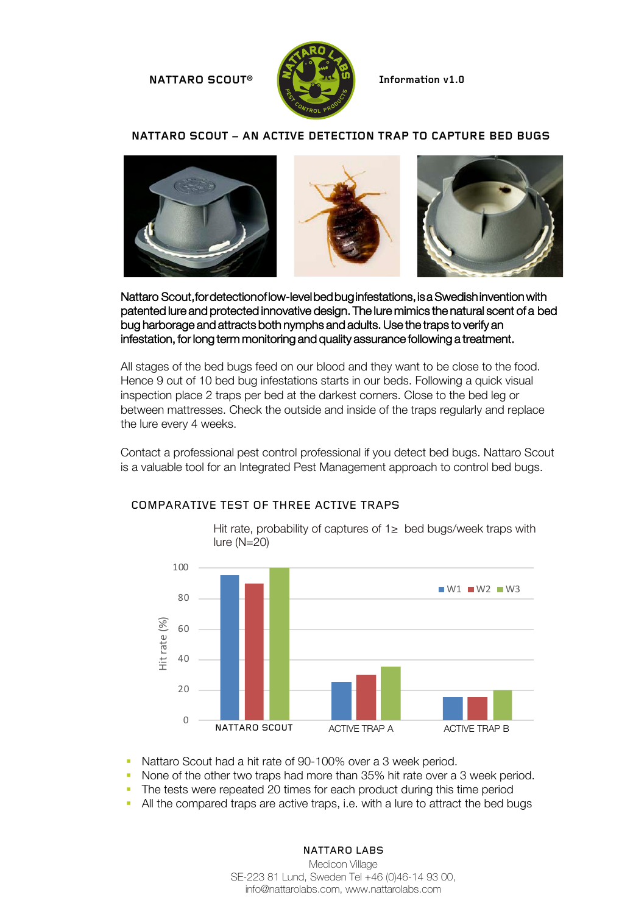NATTARO SCOUT®

Information v1.0

## NATTARO SCOUT – AN ACTIVE DETECTION TRAP TO CAPTURE BED BUGS

Nattaro Scout, for detection of low-level bed bug infestations, is a Swedish invention with patented lure and protected innovative design. The lure mimics the natural scent of a bed bug harborage and attracts both nymphs and adults. Use the traps to verify an infestation, for long term monitoring and quality assurance following a treatment.

All stages of the bed bugs feed on our blood and they want to be close to the food. Hence 9 out of 10 bed bug infestations starts in our beds. Following a quick visual inspection place 2 traps per bed at the darkest corners. Close to the bed leg or between mattresses. Check the outside and inside of the traps regularly and replace the lure every 4 weeks.

Contact a professional pest control professional if you detect bed bugs. Nattaro Scout is a valuable tool for an Integrated Pest Management approach to control bed bugs.

### COMPARATIVE TEST OF THREE ACTIVE TRAPS

Hit rate, probability of captures of 1≥ bed bugs/week traps with lure (N=20)

| Hit rate (%) | W1 | W2 | W3 |
|---|---|---|---|
| NATTARO SCOUT | 95 | 90 | 100 |
| ACTIVE TRAP A | 25 | 30 | 35 |
| ACTIVE TRAP B | 15 | 15 | 20 |

- Nattaro Scout had a hit rate of 90-100% over a 3 week period.
- None of the other two traps had more than 35% hit rate over a 3 week period.
- The tests were repeated 20 times for each product during this time period
- All the compared traps are active traps, i.e. with a lure to attract the bed bugs

NATTARO LABS
Medicon Village
SE-223 81 Lund, Sweden Tel +46 (0)46-14 93 00,
info@nattarolabs.com, www.nattarolabs.com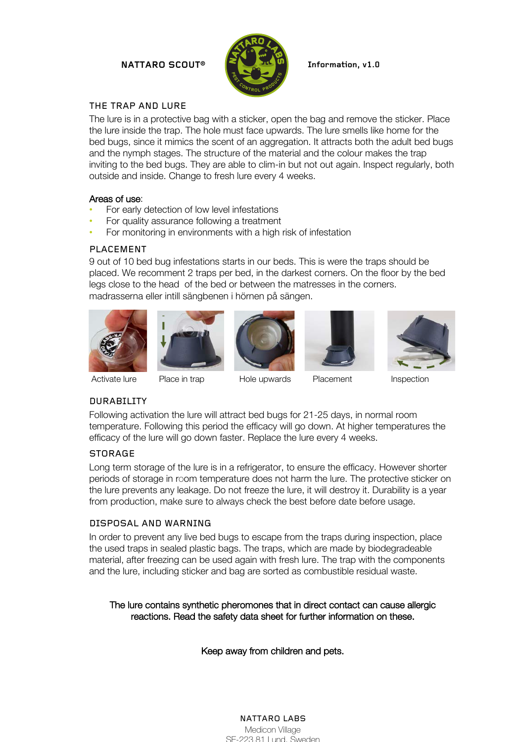NATTARO SCOUT®

Information, v1.0

## THE TRAP AND LURE

The lure is in a protective bag with a sticker, open the bag and remove the sticker. Place the lure inside the trap. The hole must face upwards. The lure smells like home for the bed bugs, since it mimics the scent of an aggregation. It attracts both the adult bed bugs and the nymph stages. The structure of the material and the colour makes the trap inviting to the bed bugs. They are able to clim-in but not out again. Inspect regularly, both outside and inside. Change to fresh lure every 4 weeks.

Areas of use:

- For early detection of low level infestations
- For quality assurance following a treatment
- For monitoring in environments with a high risk of infestation

## PLACEMENT

9 out of 10 bed bug infestations starts in our beds. This is were the traps should be placed. We recomment 2 traps per bed, in the darkest corners. On the floor by the bed legs close to the head of the bed or between the matresses in the corners. madrasserna eller intill sängbenen i hörnen på sängen.

Activate lure

Place in trap

Hole upwards

Placement

Inspection

## DURABILITY

Following activation the lure will attract bed bugs for 21-25 days, in normal room temperature. Following this period the efficacy will go down. At higher temperatures the efficacy of the lure will go down faster. Replace the lure every 4 weeks.

## STORAGE

Long term storage of the lure is in a refrigerator, to ensure the efficacy. However shorter periods of storage in room temperature does not harm the lure. The protective sticker on the lure prevents any leakage. Do not freeze the lure, it will destroy it. Durability is a year from production, make sure to always check the best before date before usage.

## DISPOSAL AND WARNING

In order to prevent any live bed bugs to escape from the traps during inspection, place the used traps in sealed plastic bags. The traps, which are made by biodegradeable material, after freezing can be used again with fresh lure. The trap with the components and the lure, including sticker and bag are sorted as combustible residual waste.

The lure contains synthetic pheromones that in direct contact can cause allergic reactions. Read the safety data sheet for further information on these.

Keep away from children and pets.

NATTARO LABS
Medicon Village
SE-223 81 Lund, Sweden